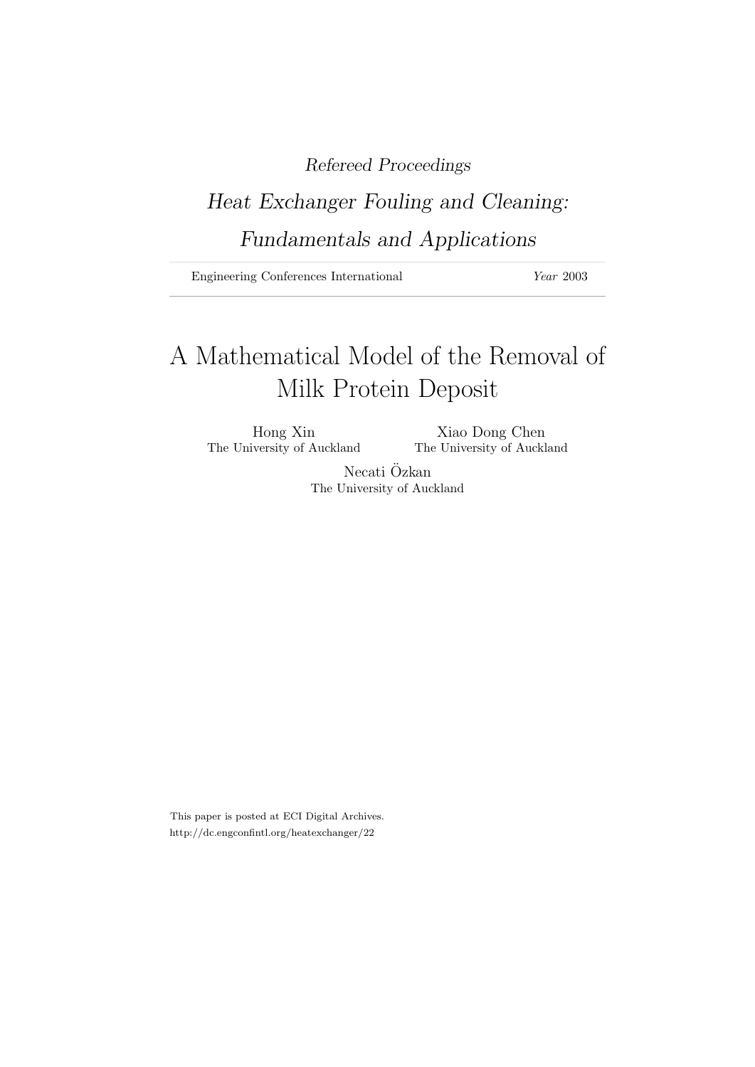*Refereed Proceedings*

*Heat Exchanger Fouling and Cleaning: Fundamentals and Applications*

Engineering Conferences International *Year* 2003

# A Mathematical Model of the Removal of Milk Protein Deposit

Hong Xin
The University of Auckland

Xiao Dong Chen
The University of Auckland

Necati Özkan
The University of Auckland

This paper is posted at ECI Digital Archives.
http://dc.engconfintl.org/heatexchanger/22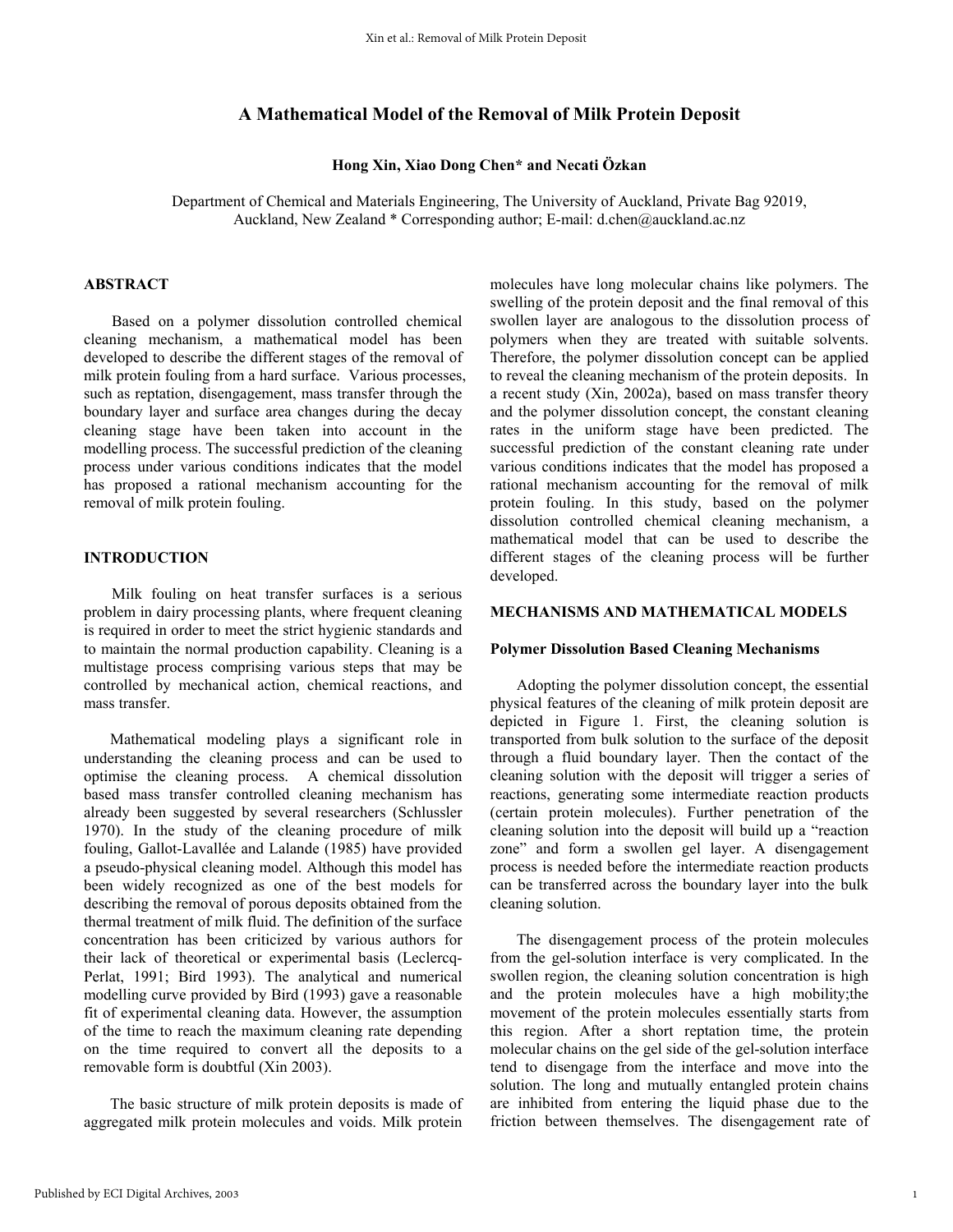# A Mathematical Model of the Removal of Milk Protein Deposit

**Hong Xin, Xiao Dong Chen\* and Necati Özkan**

Department of Chemical and Materials Engineering, The University of Auckland, Private Bag 92019, Auckland, New Zealand \* Corresponding author; E-mail: d.chen@auckland.ac.nz

## ABSTRACT

Based on a polymer dissolution controlled chemical cleaning mechanism, a mathematical model has been developed to describe the different stages of the removal of milk protein fouling from a hard surface. Various processes, such as reptation, disengagement, mass transfer through the boundary layer and surface area changes during the decay cleaning stage have been taken into account in the modelling process. The successful prediction of the cleaning process under various conditions indicates that the model has proposed a rational mechanism accounting for the removal of milk protein fouling.

## INTRODUCTION

Milk fouling on heat transfer surfaces is a serious problem in dairy processing plants, where frequent cleaning is required in order to meet the strict hygienic standards and to maintain the normal production capability. Cleaning is a multistage process comprising various steps that may be controlled by mechanical action, chemical reactions, and mass transfer.

Mathematical modeling plays a significant role in understanding the cleaning process and can be used to optimise the cleaning process. A chemical dissolution based mass transfer controlled cleaning mechanism has already been suggested by several researchers (Schlussler 1970). In the study of the cleaning procedure of milk fouling, Gallot-Lavallée and Lalande (1985) have provided a pseudo-physical cleaning model. Although this model has been widely recognized as one of the best models for describing the removal of porous deposits obtained from the thermal treatment of milk fluid. The definition of the surface concentration has been criticized by various authors for their lack of theoretical or experimental basis (Leclercq-Perlat, 1991; Bird 1993). The analytical and numerical modelling curve provided by Bird (1993) gave a reasonable fit of experimental cleaning data. However, the assumption of the time to reach the maximum cleaning rate depending on the time required to convert all the deposits to a removable form is doubtful (Xin 2003).

The basic structure of milk protein deposits is made of aggregated milk protein molecules and voids. Milk protein molecules have long molecular chains like polymers. The swelling of the protein deposit and the final removal of this swollen layer are analogous to the dissolution process of polymers when they are treated with suitable solvents. Therefore, the polymer dissolution concept can be applied to reveal the cleaning mechanism of the protein deposits. In a recent study (Xin, 2002a), based on mass transfer theory and the polymer dissolution concept, the constant cleaning rates in the uniform stage have been predicted. The successful prediction of the constant cleaning rate under various conditions indicates that the model has proposed a rational mechanism accounting for the removal of milk protein fouling. In this study, based on the polymer dissolution controlled chemical cleaning mechanism, a mathematical model that can be used to describe the different stages of the cleaning process will be further developed.

## MECHANISMS AND MATHEMATICAL MODELS

### Polymer Dissolution Based Cleaning Mechanisms

Adopting the polymer dissolution concept, the essential physical features of the cleaning of milk protein deposit are depicted in Figure 1. First, the cleaning solution is transported from bulk solution to the surface of the deposit through a fluid boundary layer. Then the contact of the cleaning solution with the deposit will trigger a series of reactions, generating some intermediate reaction products (certain protein molecules). Further penetration of the cleaning solution into the deposit will build up a "reaction zone" and form a swollen gel layer. A disengagement process is needed before the intermediate reaction products can be transferred across the boundary layer into the bulk cleaning solution.

The disengagement process of the protein molecules from the gel-solution interface is very complicated. In the swollen region, the cleaning solution concentration is high and the protein molecules have a high mobility;the movement of the protein molecules essentially starts from this region. After a short reptation time, the protein molecular chains on the gel side of the gel-solution interface tend to disengage from the interface and move into the solution. The long and mutually entangled protein chains are inhibited from entering the liquid phase due to the friction between themselves. The disengagement rate of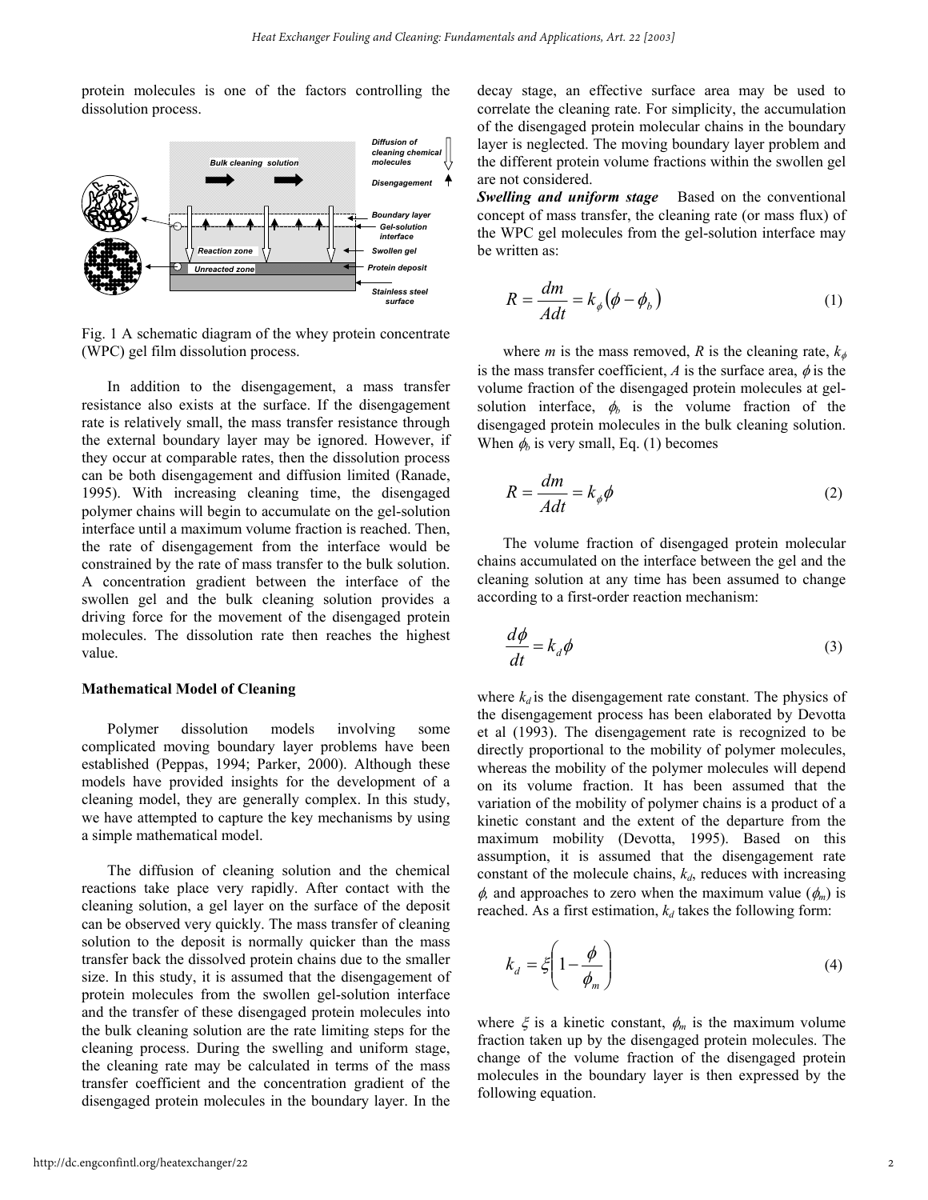protein molecules is one of the factors controlling the dissolution process.

Fig. 1 A schematic diagram of the whey protein concentrate (WPC) gel film dissolution process.

In addition to the disengagement, a mass transfer resistance also exists at the surface. If the disengagement rate is relatively small, the mass transfer resistance through the external boundary layer may be ignored. However, if they occur at comparable rates, then the dissolution process can be both disengagement and diffusion limited (Ranade, 1995). With increasing cleaning time, the disengaged polymer chains will begin to accumulate on the gel-solution interface until a maximum volume fraction is reached. Then, the rate of disengagement from the interface would be constrained by the rate of mass transfer to the bulk solution. A concentration gradient between the interface of the swollen gel and the bulk cleaning solution provides a driving force for the movement of the disengaged protein molecules. The dissolution rate then reaches the highest value.

## Mathematical Model of Cleaning

Polymer dissolution models involving some complicated moving boundary layer problems have been established (Peppas, 1994; Parker, 2000). Although these models have provided insights for the development of a cleaning model, they are generally complex. In this study, we have attempted to capture the key mechanisms by using a simple mathematical model.

The diffusion of cleaning solution and the chemical reactions take place very rapidly. After contact with the cleaning solution, a gel layer on the surface of the deposit can be observed very quickly. The mass transfer of cleaning solution to the deposit is normally quicker than the mass transfer back the dissolved protein chains due to the smaller size. In this study, it is assumed that the disengagement of protein molecules from the swollen gel-solution interface and the transfer of these disengaged protein molecules into the bulk cleaning solution are the rate limiting steps for the cleaning process. During the swelling and uniform stage, the cleaning rate may be calculated in terms of the mass transfer coefficient and the concentration gradient of the disengaged protein molecules in the boundary layer. In the decay stage, an effective surface area may be used to correlate the cleaning rate. For simplicity, the accumulation of the disengaged protein molecular chains in the boundary layer is neglected. The moving boundary layer problem and the different protein volume fractions within the swollen gel are not considered.

***Swelling and uniform stage*** Based on the conventional concept of mass transfer, the cleaning rate (or mass flux) of the WPC gel molecules from the gel-solution interface may be written as:

$$R = \frac{dm}{Adt} = k_{\phi}\left(\phi - \phi_b\right) \tag{1}$$

where $m$ is the mass removed, $R$ is the cleaning rate, $k_{\phi}$ is the mass transfer coefficient, $A$ is the surface area, $\phi$ is the volume fraction of the disengaged protein molecules at gel-solution interface, $\phi_b$ is the volume fraction of the disengaged protein molecules in the bulk cleaning solution. When $\phi_b$ is very small, Eq. (1) becomes

$$R = \frac{dm}{Adt} = k_{\phi}\phi \tag{2}$$

The volume fraction of disengaged protein molecular chains accumulated on the interface between the gel and the cleaning solution at any time has been assumed to change according to a first-order reaction mechanism:

$$\frac{d\phi}{dt} = k_d \phi \tag{3}$$

where $k_d$ is the disengagement rate constant. The physics of the disengagement process has been elaborated by Devotta et al (1993). The disengagement rate is recognized to be directly proportional to the mobility of polymer molecules, whereas the mobility of the polymer molecules will depend on its volume fraction. It has been assumed that the variation of the mobility of polymer chains is a product of a kinetic constant and the extent of the departure from the maximum mobility (Devotta, 1995). Based on this assumption, it is assumed that the disengagement rate constant of the molecule chains, $k_d$, reduces with increasing $\phi$, and approaches to zero when the maximum value ($\phi_m$) is reached. As a first estimation, $k_d$ takes the following form:

$$k_d = \xi\left(1 - \frac{\phi}{\phi_m}\right) \tag{4}$$

where $\xi$ is a kinetic constant, $\phi_m$ is the maximum volume fraction taken up by the disengaged protein molecules. The change of the volume fraction of the disengaged protein molecules in the boundary layer is then expressed by the following equation.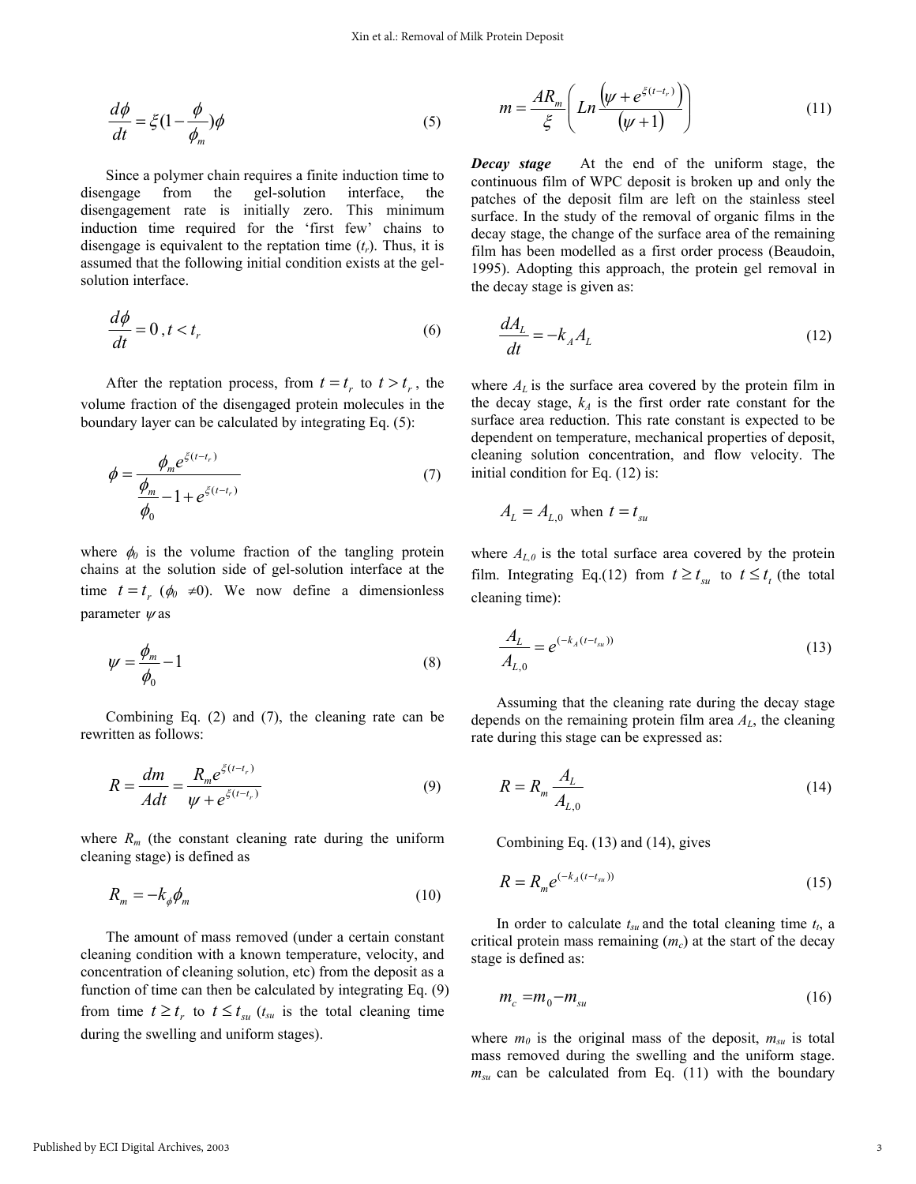$$\frac{d\phi}{dt} = \xi(1 - \frac{\phi}{\phi_m})\phi \tag{5}$$

Since a polymer chain requires a finite induction time to disengage from the gel-solution interface, the disengagement rate is initially zero. This minimum induction time required for the 'first few' chains to disengage is equivalent to the reptation time ($t_r$). Thus, it is assumed that the following initial condition exists at the gel-solution interface.

$$\frac{d\phi}{dt} = 0\,, t < t_r \tag{6}$$

After the reptation process, from $t = t_r$ to $t > t_r$, the volume fraction of the disengaged protein molecules in the boundary layer can be calculated by integrating Eq. (5):

$$\phi = \frac{\phi_m e^{\xi(t-t_r)}}{\frac{\phi_m}{\phi_0} - 1 + e^{\xi(t-t_r)}} \tag{7}$$

where $\phi_0$ is the volume fraction of the tangling protein chains at the solution side of gel-solution interface at the time $t = t_r$ ($\phi_0 \neq 0$). We now define a dimensionless parameter $\psi$ as

$$\psi = \frac{\phi_m}{\phi_0} - 1 \tag{8}$$

Combining Eq. (2) and (7), the cleaning rate can be rewritten as follows:

$$R = \frac{dm}{Adt} = \frac{R_m e^{\xi(t-t_r)}}{\psi + e^{\xi(t-t_r)}} \tag{9}$$

where $R_m$ (the constant cleaning rate during the uniform cleaning stage) is defined as

$$R_m = -k_\phi \phi_m \tag{10}$$

The amount of mass removed (under a certain constant cleaning condition with a known temperature, velocity, and concentration of cleaning solution, etc) from the deposit as a function of time can then be calculated by integrating Eq. (9) from time $t \geq t_r$ to $t \leq t_{su}$ ($t_{su}$ is the total cleaning time during the swelling and uniform stages).

$$m = \frac{AR_m}{\xi}\left( Ln\frac{\left(\psi + e^{\xi(t-t_r)}\right)}{(\psi + 1)} \right) \tag{11}$$

***Decay stage*** At the end of the uniform stage, the continuous film of WPC deposit is broken up and only the patches of the deposit film are left on the stainless steel surface. In the study of the removal of organic films in the decay stage, the change of the surface area of the remaining film has been modelled as a first order process (Beaudoin, 1995). Adopting this approach, the protein gel removal in the decay stage is given as:

$$\frac{dA_L}{dt} = -k_A A_L \tag{12}$$

where $A_L$ is the surface area covered by the protein film in the decay stage, $k_A$ is the first order rate constant for the surface area reduction. This rate constant is expected to be dependent on temperature, mechanical properties of deposit, cleaning solution concentration, and flow velocity. The initial condition for Eq. (12) is:

$$A_L = A_{L,0} \text{ when } t = t_{su}$$

where $A_{L,0}$ is the total surface area covered by the protein film. Integrating Eq.(12) from $t \geq t_{su}$ to $t \leq t_t$ (the total cleaning time):

$$\frac{A_L}{A_{L,0}} = e^{(-k_A(t-t_{su}))} \tag{13}$$

Assuming that the cleaning rate during the decay stage depends on the remaining protein film area $A_L$, the cleaning rate during this stage can be expressed as:

$$R = R_m \frac{A_L}{A_{L,0}} \tag{14}$$

Combining Eq. (13) and (14), gives

$$R = R_m e^{(-k_A(t-t_{su}))} \tag{15}$$

In order to calculate $t_{su}$ and the total cleaning time $t_t$, a critical protein mass remaining ($m_c$) at the start of the decay stage is defined as:

$$m_c = m_0 - m_{su} \tag{16}$$

where $m_0$ is the original mass of the deposit, $m_{su}$ is total mass removed during the swelling and the uniform stage. $m_{su}$ can be calculated from Eq. (11) with the boundary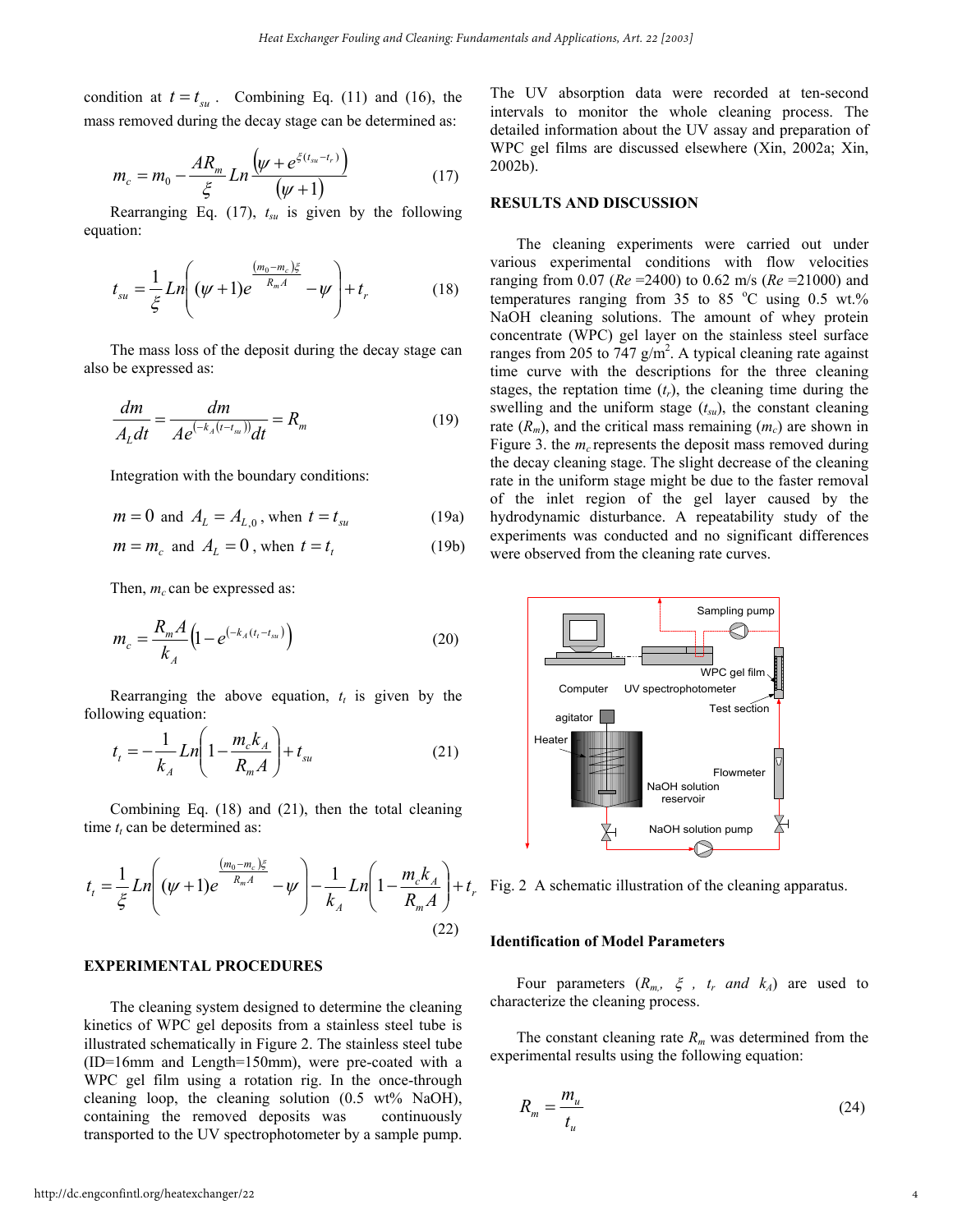condition at $t = t_{su}$. Combining Eq. (11) and (16), the mass removed during the decay stage can be determined as:

$$m_c = m_0 - \frac{AR_m}{\xi} Ln \frac{\left(\psi + e^{\xi(t_{su} - t_r)}\right)}{(\psi + 1)} \tag{17}$$

Rearranging Eq. (17), $t_{su}$ is given by the following equation:

$$t_{su} = \frac{1}{\xi} Ln\left( (\psi + 1) e^{\frac{(m_0 - m_c)\xi}{R_m A}} - \psi \right) + t_r \tag{18}$$

The mass loss of the deposit during the decay stage can also be expressed as:

$$\frac{dm}{A_L dt} = \frac{dm}{A e^{(-k_A(t - t_{su}))} dt} = R_m \tag{19}$$

Integration with the boundary conditions:

$$m = 0 \text{ and } A_L = A_{L,0}, \text{ when } t = t_{su} \tag{19a}$$

$$m = m_c \text{ and } A_L = 0, \text{ when } t = t_t \tag{19b}$$

Then, $m_c$ can be expressed as:

$$m_c = \frac{R_m A}{k_A}\left(1 - e^{(-k_A(t_t - t_{su}))}\right) \tag{20}$$

Rearranging the above equation, $t_t$ is given by the following equation:

$$t_t = -\frac{1}{k_A} Ln\left(1 - \frac{m_c k_A}{R_m A}\right) + t_{su} \tag{21}$$

Combining Eq. (18) and (21), then the total cleaning time $t_t$ can be determined as:

$$t_t = \frac{1}{\xi} Ln\left( (\psi + 1) e^{\frac{(m_0 - m_c)\xi}{R_m A}} - \psi \right) - \frac{1}{k_A} Ln\left(1 - \frac{m_c k_A}{R_m A}\right) + t_r \tag{22}$$

## EXPERIMENTAL PROCEDURES

The cleaning system designed to determine the cleaning kinetics of WPC gel deposits from a stainless steel tube is illustrated schematically in Figure 2. The stainless steel tube (ID=16mm and Length=150mm), were pre-coated with a WPC gel film using a rotation rig. In the once-through cleaning loop, the cleaning solution (0.5 wt% NaOH), containing the removed deposits was continuously transported to the UV spectrophotometer by a sample pump. The UV absorption data were recorded at ten-second intervals to monitor the whole cleaning process. The detailed information about the UV assay and preparation of WPC gel films are discussed elsewhere (Xin, 2002a; Xin, 2002b).

## RESULTS AND DISCUSSION

The cleaning experiments were carried out under various experimental conditions with flow velocities ranging from 0.07 ($Re$ =2400) to 0.62 m/s ($Re$ =21000) and temperatures ranging from 35 to 85 °C using 0.5 wt.% NaOH cleaning solutions. The amount of whey protein concentrate (WPC) gel layer on the stainless steel surface ranges from 205 to 747 g/m$^2$. A typical cleaning rate against time curve with the descriptions for the three cleaning stages, the reptation time ($t_r$), the cleaning time during the swelling and the uniform stage ($t_{su}$), the constant cleaning rate ($R_m$), and the critical mass remaining ($m_c$) are shown in Figure 3. the $m_c$ represents the deposit mass removed during the decay cleaning stage. The slight decrease of the cleaning rate in the uniform stage might be due to the faster removal of the inlet region of the gel layer caused by the hydrodynamic disturbance. A repeatability study of the experiments was conducted and no significant differences were observed from the cleaning rate curves.

Fig. 2 A schematic illustration of the cleaning apparatus.

### Identification of Model Parameters

Four parameters ($R_m$, $\xi$, $t_r$ *and* $k_A$) are used to characterize the cleaning process.

The constant cleaning rate $R_m$ was determined from the experimental results using the following equation:

$$R_m = \frac{m_u}{t_u} \tag{24}$$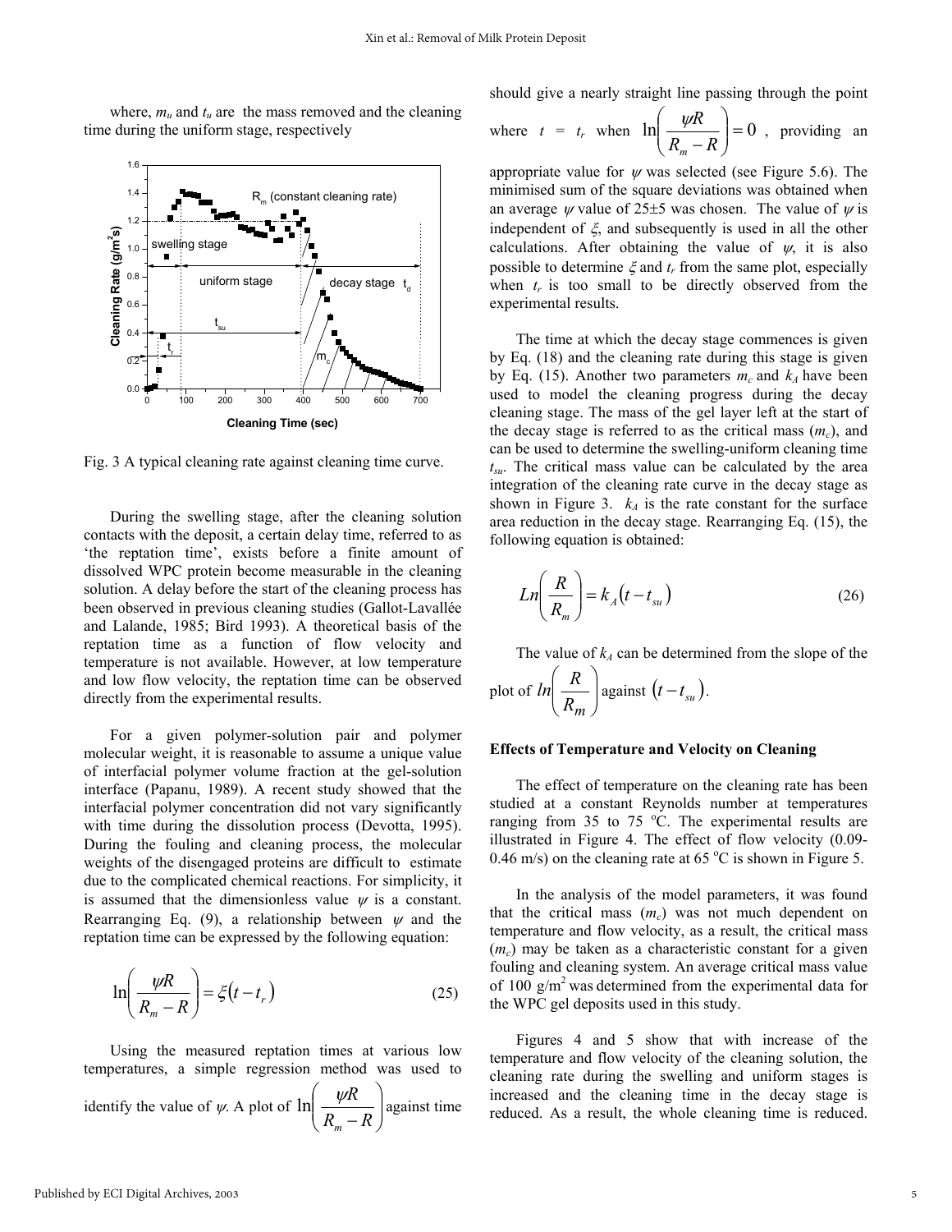where, $m_u$ and $t_u$ are the mass removed and the cleaning time during the uniform stage, respectively

Fig. 3 A typical cleaning rate against cleaning time curve.

During the swelling stage, after the cleaning solution contacts with the deposit, a certain delay time, referred to as 'the reptation time', exists before a finite amount of dissolved WPC protein become measurable in the cleaning solution. A delay before the start of the cleaning process has been observed in previous cleaning studies (Gallot-Lavallée and Lalande, 1985; Bird 1993). A theoretical basis of the reptation time as a function of flow velocity and temperature is not available. However, at low temperature and low flow velocity, the reptation time can be observed directly from the experimental results.

For a given polymer-solution pair and polymer molecular weight, it is reasonable to assume a unique value of interfacial polymer volume fraction at the gel-solution interface (Papanu, 1989). A recent study showed that the interfacial polymer concentration did not vary significantly with time during the dissolution process (Devotta, 1995). During the fouling and cleaning process, the molecular weights of the disengaged proteins are difficult to estimate due to the complicated chemical reactions. For simplicity, it is assumed that the dimensionless value $\psi$ is a constant. Rearranging Eq. (9), a relationship between $\psi$ and the reptation time can be expressed by the following equation:

$$\ln\left(\frac{\psi R}{R_m - R}\right) = \xi\left(t - t_r\right) \tag{25}$$

Using the measured reptation times at various low temperatures, a simple regression method was used to identify the value of $\psi$. A plot of $\ln\left(\frac{\psi R}{R_m - R}\right)$ against time should give a nearly straight line passing through the point where $t = t_r$ when $\ln\left(\frac{\psi R}{R_m - R}\right) = 0$, providing an appropriate value for $\psi$ was selected (see Figure 5.6). The minimised sum of the square deviations was obtained when an average $\psi$ value of 25±5 was chosen. The value of $\psi$ is independent of $\xi$, and subsequently is used in all the other calculations. After obtaining the value of $\psi$, it is also possible to determine $\xi$ and $t_r$ from the same plot, especially when $t_r$ is too small to be directly observed from the experimental results.

The time at which the decay stage commences is given by Eq. (18) and the cleaning rate during this stage is given by Eq. (15). Another two parameters $m_c$ and $k_A$ have been used to model the cleaning progress during the decay cleaning stage. The mass of the gel layer left at the start of the decay stage is referred to as the critical mass ($m_c$), and can be used to determine the swelling-uniform cleaning time $t_{su}$. The critical mass value can be calculated by the area integration of the cleaning rate curve in the decay stage as shown in Figure 3. $k_A$ is the rate constant for the surface area reduction in the decay stage. Rearranging Eq. (15), the following equation is obtained:

$$Ln\left(\frac{R}{R_m}\right) = k_A\left(t - t_{su}\right) \tag{26}$$

The value of $k_A$ can be determined from the slope of the plot of $ln\left(\frac{R}{R_m}\right)$ against $\left(t - t_{su}\right)$.

**Effects of Temperature and Velocity on Cleaning**

The effect of temperature on the cleaning rate has been studied at a constant Reynolds number at temperatures ranging from 35 to 75 °C. The experimental results are illustrated in Figure 4. The effect of flow velocity (0.09-0.46 m/s) on the cleaning rate at 65 °C is shown in Figure 5.

In the analysis of the model parameters, it was found that the critical mass ($m_c$) was not much dependent on temperature and flow velocity, as a result, the critical mass ($m_c$) may be taken as a characteristic constant for a given fouling and cleaning system. An average critical mass value of 100 g/m$^2$ was determined from the experimental data for the WPC gel deposits used in this study.

Figures 4 and 5 show that with increase of the temperature and flow velocity of the cleaning solution, the cleaning rate during the swelling and uniform stages is increased and the cleaning time in the decay stage is reduced. As a result, the whole cleaning time is reduced.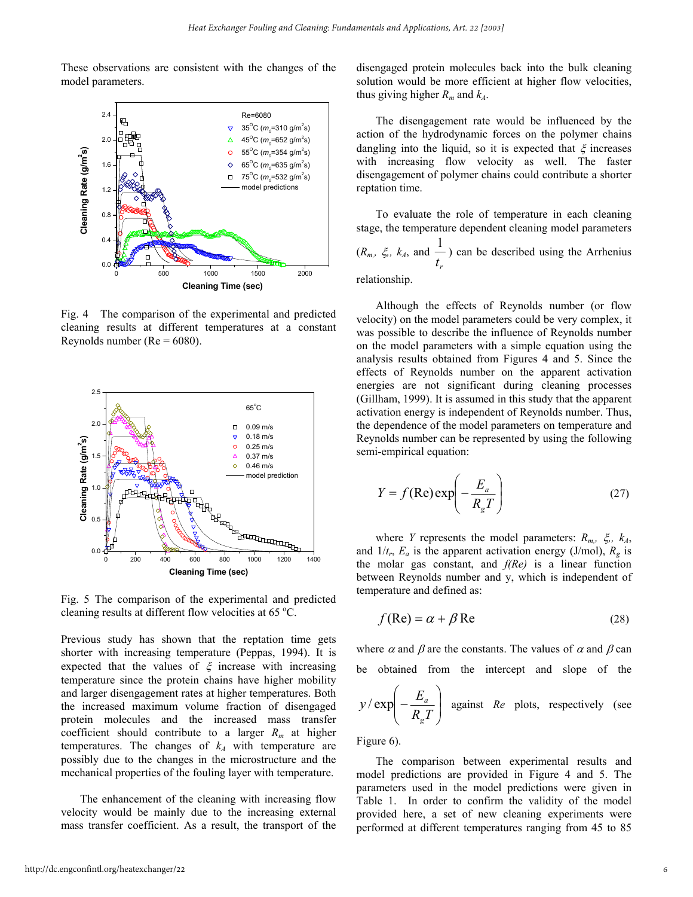These observations are consistent with the changes of the model parameters.

Fig. 4 The comparison of the experimental and predicted cleaning results at different temperatures at a constant Reynolds number (Re = 6080).

Fig. 5 The comparison of the experimental and predicted cleaning results at different flow velocities at 65 °C.

Previous study has shown that the reptation time gets shorter with increasing temperature (Peppas, 1994). It is expected that the values of $\xi$ increase with increasing temperature since the protein chains have higher mobility and larger disengagement rates at higher temperatures. Both the increased maximum volume fraction of disengaged protein molecules and the increased mass transfer coefficient should contribute to a larger $R_m$ at higher temperatures. The changes of $k_A$ with temperature are possibly due to the changes in the microstructure and the mechanical properties of the fouling layer with temperature.

The enhancement of the cleaning with increasing flow velocity would be mainly due to the increasing external mass transfer coefficient. As a result, the transport of the disengaged protein molecules back into the bulk cleaning solution would be more efficient at higher flow velocities, thus giving higher $R_m$ and $k_A$.

The disengagement rate would be influenced by the action of the hydrodynamic forces on the polymer chains dangling into the liquid, so it is expected that $\xi$ increases with increasing flow velocity as well. The faster disengagement of polymer chains could contribute a shorter reptation time.

To evaluate the role of temperature in each cleaning stage, the temperature dependent cleaning model parameters ($R_m$, $\xi$, $k_A$, and $\frac{1}{t_r}$) can be described using the Arrhenius relationship.

Although the effects of Reynolds number (or flow velocity) on the model parameters could be very complex, it was possible to describe the influence of Reynolds number on the model parameters with a simple equation using the analysis results obtained from Figures 4 and 5. Since the effects of Reynolds number on the apparent activation energies are not significant during cleaning processes (Gillham, 1999). It is assumed in this study that the apparent activation energy is independent of Reynolds number. Thus, the dependence of the model parameters on temperature and Reynolds number can be represented by using the following semi-empirical equation:

$$Y = f(\text{Re})\exp\left(-\frac{E_a}{R_g T}\right) \tag{27}$$

where $Y$ represents the model parameters: $R_m$, $\xi$, $k_A$, and $1/t_r$, $E_a$ is the apparent activation energy (J/mol), $R_g$ is the molar gas constant, and $f(Re)$ is a linear function between Reynolds number and y, which is independent of temperature and defined as:

$$f(\text{Re}) = \alpha + \beta\,\text{Re} \tag{28}$$

where $\alpha$ and $\beta$ are the constants. The values of $\alpha$ and $\beta$ can be obtained from the intercept and slope of the $y/\exp\left(-\frac{E_a}{R_g T}\right)$ against $Re$ plots, respectively (see Figure 6).

The comparison between experimental results and model predictions are provided in Figure 4 and 5. The parameters used in the model predictions were given in Table 1. In order to confirm the validity of the model provided here, a set of new cleaning experiments were performed at different temperatures ranging from 45 to 85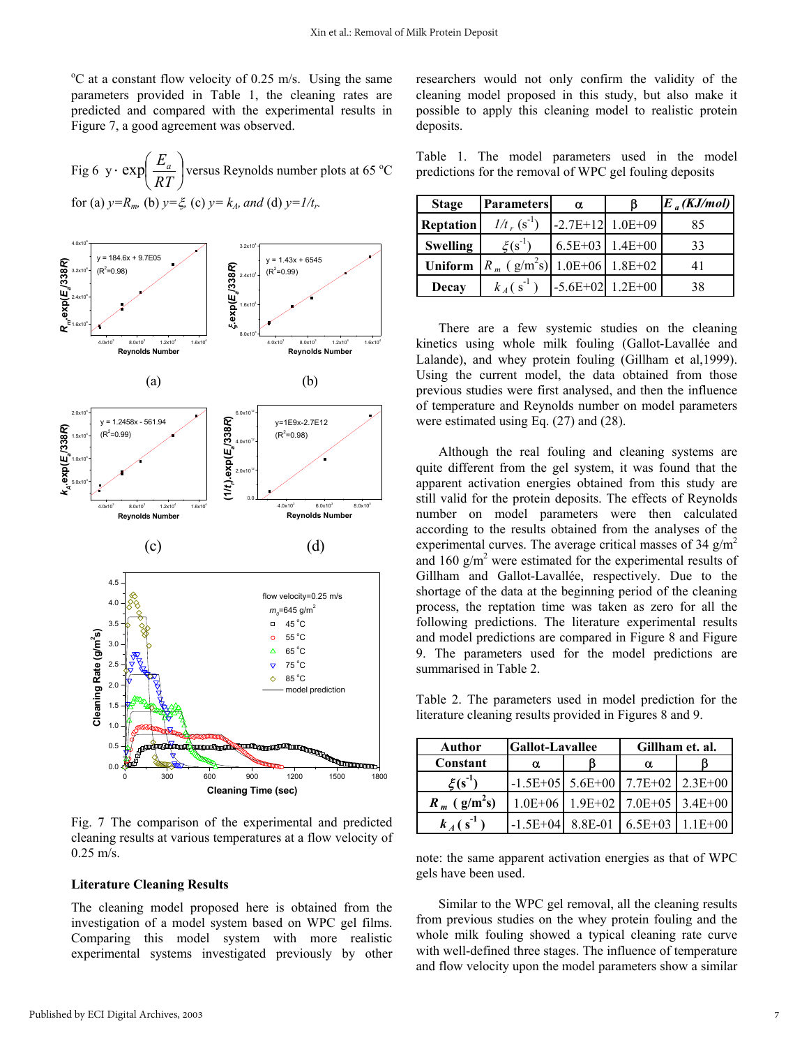°C at a constant flow velocity of 0.25 m/s. Using the same parameters provided in Table 1, the cleaning rates are predicted and compared with the experimental results in Figure 7, a good agreement was observed.

Fig 6 $y \cdot \exp\left(\frac{E_a}{RT}\right)$ versus Reynolds number plots at 65 °C for (a) $y=R_m$, (b) $y=\xi$, (c) $y=k_A$, and (d) $y=1/t_r$.

Fig. 7 The comparison of the experimental and predicted cleaning results at various temperatures at a flow velocity of 0.25 m/s.

### Literature Cleaning Results

The cleaning model proposed here is obtained from the investigation of a model system based on WPC gel films. Comparing this model system with more realistic experimental systems investigated previously by other researchers would not only confirm the validity of the cleaning model proposed in this study, but also make it possible to apply this cleaning model to realistic protein deposits.

Table 1. The model parameters used in the model predictions for the removal of WPC gel fouling deposits

| Stage | Parameters | α | β | $E_a$ (KJ/mol) |
|---|---|---|---|---|
| Reptation | $1/t_r$ ($s^{-1}$) | -2.7E+12 | 1.0E+09 | 85 |
| Swelling | $\xi$($s^{-1}$) | 6.5E+03 | 1.4E+00 | 33 |
| Uniform | $R_m$ ( $g/m^2s$) | 1.0E+06 | 1.8E+02 | 41 |
| Decay | $k_A$ ( $s^{-1}$ ) | -5.6E+02 | 1.2E+00 | 38 |

There are a few systemic studies on the cleaning kinetics using whole milk fouling (Gallot-Lavallée and Lalande), and whey protein fouling (Gillham et al,1999). Using the current model, the data obtained from those previous studies were first analysed, and then the influence of temperature and Reynolds number on model parameters were estimated using Eq. (27) and (28).

Although the real fouling and cleaning systems are quite different from the gel system, it was found that the apparent activation energies obtained from this study are still valid for the protein deposits. The effects of Reynolds number on model parameters were then calculated according to the results obtained from the analyses of the experimental curves. The average critical masses of 34 $g/m^2$ and 160 $g/m^2$ were estimated for the experimental results of Gillham and Gallot-Lavallée, respectively. Due to the shortage of the data at the beginning period of the cleaning process, the reptation time was taken as zero for all the following predictions. The literature experimental results and model predictions are compared in Figure 8 and Figure 9. The parameters used for the model predictions are summarised in Table 2.

Table 2. The parameters used in model prediction for the literature cleaning results provided in Figures 8 and 9.

| Author | Gallot-Lavallee | | Gillham et. al. | |
|---|---|---|---|---|
| Constant | α | β | α | β |
| $\xi$($s^{-1}$) | -1.5E+05 | 5.6E+00 | 7.7E+02 | 2.3E+00 |
| $R_m$ ( $g/m^2s$) | 1.0E+06 | 1.9E+02 | 7.0E+05 | 3.4E+00 |
| $k_A$ ( $s^{-1}$ ) | -1.5E+04 | 8.8E-01 | 6.5E+03 | 1.1E+00 |

note: the same apparent activation energies as that of WPC gels have been used.

Similar to the WPC gel removal, all the cleaning results from previous studies on the whey protein fouling and the whole milk fouling showed a typical cleaning rate curve with well-defined three stages. The influence of temperature and flow velocity upon the model parameters show a similar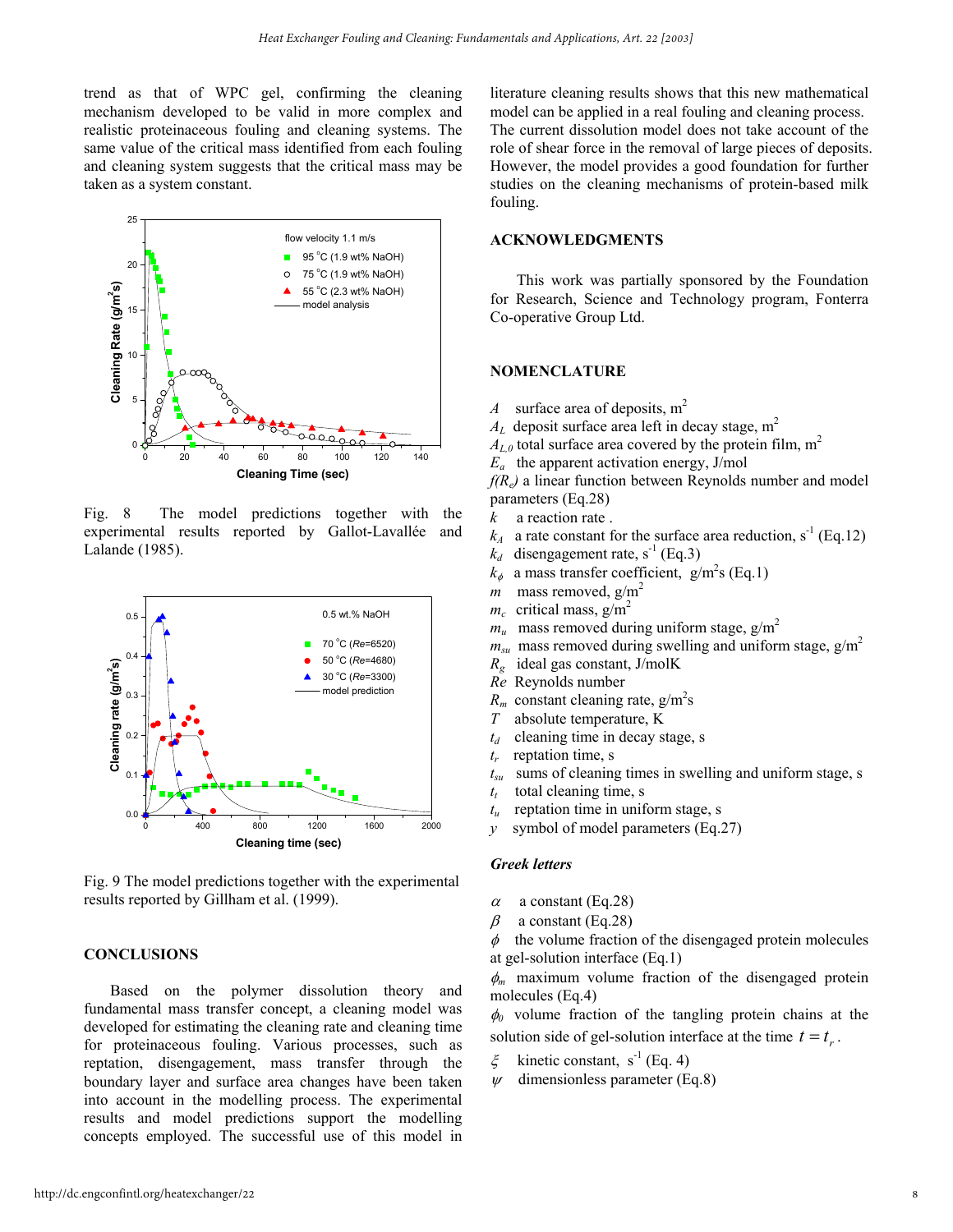trend as that of WPC gel, confirming the cleaning mechanism developed to be valid in more complex and realistic proteinaceous fouling and cleaning systems. The same value of the critical mass identified from each fouling and cleaning system suggests that the critical mass may be taken as a system constant.

Fig. 8 The model predictions together with the experimental results reported by Gallot-Lavallée and Lalande (1985).

Fig. 9 The model predictions together with the experimental results reported by Gillham et al. (1999).

## CONCLUSIONS

Based on the polymer dissolution theory and fundamental mass transfer concept, a cleaning model was developed for estimating the cleaning rate and cleaning time for proteinaceous fouling. Various processes, such as reptation, disengagement, mass transfer through the boundary layer and surface area changes have been taken into account in the modelling process. The experimental results and model predictions support the modelling concepts employed. The successful use of this model in literature cleaning results shows that this new mathematical model can be applied in a real fouling and cleaning process. The current dissolution model does not take account of the role of shear force in the removal of large pieces of deposits. However, the model provides a good foundation for further studies on the cleaning mechanisms of protein-based milk fouling.

## ACKNOWLEDGMENTS

This work was partially sponsored by the Foundation for Research, Science and Technology program, Fonterra Co-operative Group Ltd.

## NOMENCLATURE

$A$ surface area of deposits, $m^2$
$A_L$ deposit surface area left in decay stage, $m^2$
$A_{L,0}$ total surface area covered by the protein film, $m^2$
$E_a$ the apparent activation energy, J/mol
$f(R_e)$ a linear function between Reynolds number and model parameters (Eq.28)
$k$ a reaction rate .
$k_A$ a rate constant for the surface area reduction, $s^{-1}$ (Eq.12)
$k_d$ disengagement rate, $s^{-1}$ (Eq.3)
$k_\phi$ a mass transfer coefficient, $g/m^2s$ (Eq.1)
$m$ mass removed, $g/m^2$
$m_c$ critical mass, $g/m^2$
$m_u$ mass removed during uniform stage, $g/m^2$
$m_{su}$ mass removed during swelling and uniform stage, $g/m^2$
$R_g$ ideal gas constant, J/molK
$Re$ Reynolds number
$R_m$ constant cleaning rate, $g/m^2s$
$T$ absolute temperature, K
$t_d$ cleaning time in decay stage, s
$t_r$ reptation time, s
$t_{su}$ sums of cleaning times in swelling and uniform stage, s
$t_t$ total cleaning time, s
$t_u$ reptation time in uniform stage, s
$y$ symbol of model parameters (Eq.27)

### Greek letters

$\alpha$ a constant (Eq.28)
$\beta$ a constant (Eq.28)
$\phi$ the volume fraction of the disengaged protein molecules at gel-solution interface (Eq.1)
$\phi_m$ maximum volume fraction of the disengaged protein molecules (Eq.4)
$\phi_0$ volume fraction of the tangling protein chains at the solution side of gel-solution interface at the time $t = t_r$.
$\xi$ kinetic constant, $s^{-1}$ (Eq. 4)
$\psi$ dimensionless parameter (Eq.8)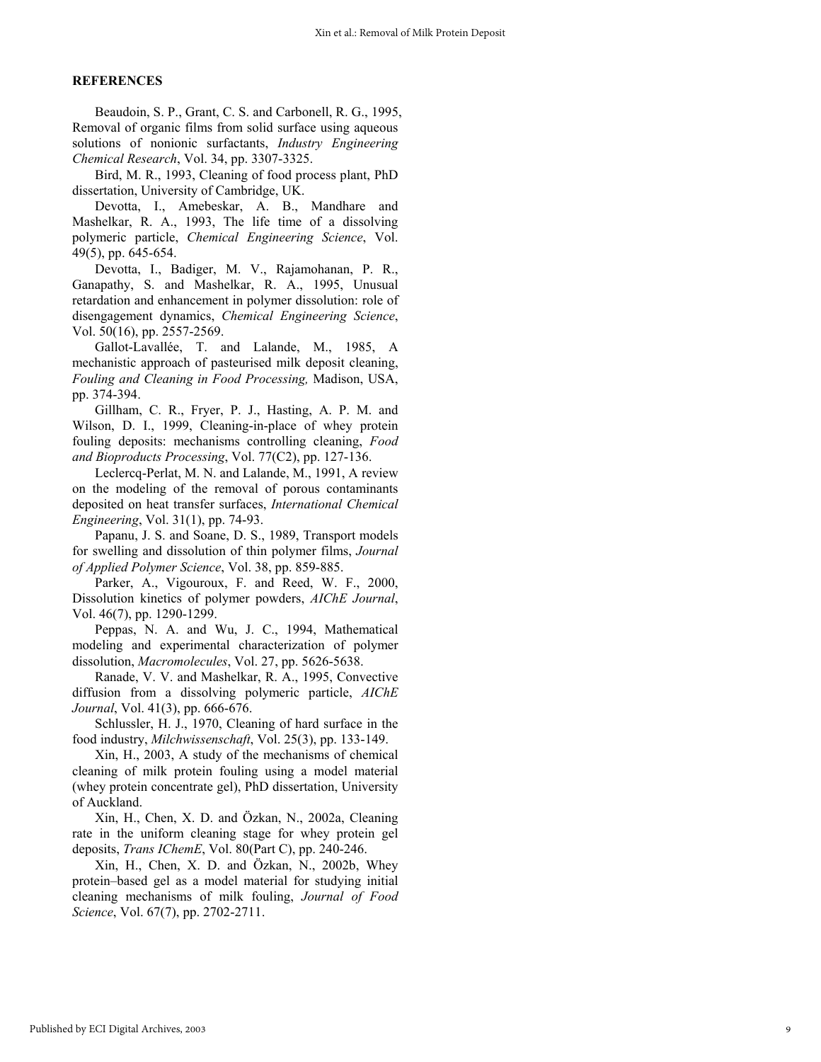## REFERENCES

Beaudoin, S. P., Grant, C. S. and Carbonell, R. G., 1995, Removal of organic films from solid surface using aqueous solutions of nonionic surfactants, *Industry Engineering Chemical Research*, Vol. 34, pp. 3307-3325.

Bird, M. R., 1993, Cleaning of food process plant, PhD dissertation, University of Cambridge, UK.

Devotta, I., Amebeskar, A. B., Mandhare and Mashelkar, R. A., 1993, The life time of a dissolving polymeric particle, *Chemical Engineering Science*, Vol. 49(5), pp. 645-654.

Devotta, I., Badiger, M. V., Rajamohanan, P. R., Ganapathy, S. and Mashelkar, R. A., 1995, Unusual retardation and enhancement in polymer dissolution: role of disengagement dynamics, *Chemical Engineering Science*, Vol. 50(16), pp. 2557-2569.

Gallot-Lavallée, T. and Lalande, M., 1985, A mechanistic approach of pasteurised milk deposit cleaning, *Fouling and Cleaning in Food Processing,* Madison, USA, pp. 374-394.

Gillham, C. R., Fryer, P. J., Hasting, A. P. M. and Wilson, D. I., 1999, Cleaning-in-place of whey protein fouling deposits: mechanisms controlling cleaning, *Food and Bioproducts Processing*, Vol. 77(C2), pp. 127-136.

Leclercq-Perlat, M. N. and Lalande, M., 1991, A review on the modeling of the removal of porous contaminants deposited on heat transfer surfaces, *International Chemical Engineering*, Vol. 31(1), pp. 74-93.

Papanu, J. S. and Soane, D. S., 1989, Transport models for swelling and dissolution of thin polymer films, *Journal of Applied Polymer Science*, Vol. 38, pp. 859-885.

Parker, A., Vigouroux, F. and Reed, W. F., 2000, Dissolution kinetics of polymer powders, *AIChE Journal*, Vol. 46(7), pp. 1290-1299.

Peppas, N. A. and Wu, J. C., 1994, Mathematical modeling and experimental characterization of polymer dissolution, *Macromolecules*, Vol. 27, pp. 5626-5638.

Ranade, V. V. and Mashelkar, R. A., 1995, Convective diffusion from a dissolving polymeric particle, *AIChE Journal*, Vol. 41(3), pp. 666-676.

Schlussler, H. J., 1970, Cleaning of hard surface in the food industry, *Milchwissenschaft*, Vol. 25(3), pp. 133-149.

Xin, H., 2003, A study of the mechanisms of chemical cleaning of milk protein fouling using a model material (whey protein concentrate gel), PhD dissertation, University of Auckland.

Xin, H., Chen, X. D. and Özkan, N., 2002a, Cleaning rate in the uniform cleaning stage for whey protein gel deposits, *Trans IChemE*, Vol. 80(Part C), pp. 240-246.

Xin, H., Chen, X. D. and Özkan, N., 2002b, Whey protein–based gel as a model material for studying initial cleaning mechanisms of milk fouling, *Journal of Food Science*, Vol. 67(7), pp. 2702-2711.